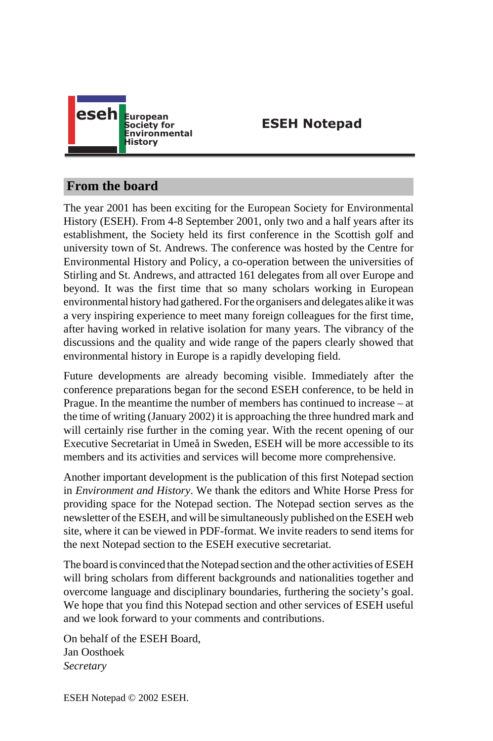**eseh** European Society for Environmental History

# ESEH Notepad

## From the board

The year 2001 has been exciting for the European Society for Environmental History (ESEH). From 4-8 September 2001, only two and a half years after its establishment, the Society held its first conference in the Scottish golf and university town of St. Andrews. The conference was hosted by the Centre for Environmental History and Policy, a co-operation between the universities of Stirling and St. Andrews, and attracted 161 delegates from all over Europe and beyond. It was the first time that so many scholars working in European environmental history had gathered. For the organisers and delegates alike it was a very inspiring experience to meet many foreign colleagues for the first time, after having worked in relative isolation for many years. The vibrancy of the discussions and the quality and wide range of the papers clearly showed that environmental history in Europe is a rapidly developing field.

Future developments are already becoming visible. Immediately after the conference preparations began for the second ESEH conference, to be held in Prague. In the meantime the number of members has continued to increase – at the time of writing (January 2002) it is approaching the three hundred mark and will certainly rise further in the coming year. With the recent opening of our Executive Secretariat in Umeå in Sweden, ESEH will be more accessible to its members and its activities and services will become more comprehensive.

Another important development is the publication of this first Notepad section in *Environment and History*. We thank the editors and White Horse Press for providing space for the Notepad section. The Notepad section serves as the newsletter of the ESEH, and will be simultaneously published on the ESEH web site, where it can be viewed in PDF-format. We invite readers to send items for the next Notepad section to the ESEH executive secretariat.

The board is convinced that the Notepad section and the other activities of ESEH will bring scholars from different backgrounds and nationalities together and overcome language and disciplinary boundaries, furthering the society's goal. We hope that you find this Notepad section and other services of ESEH useful and we look forward to your comments and contributions.

On behalf of the ESEH Board,
Jan Oosthoek
*Secretary*

ESEH Notepad © 2002 ESEH.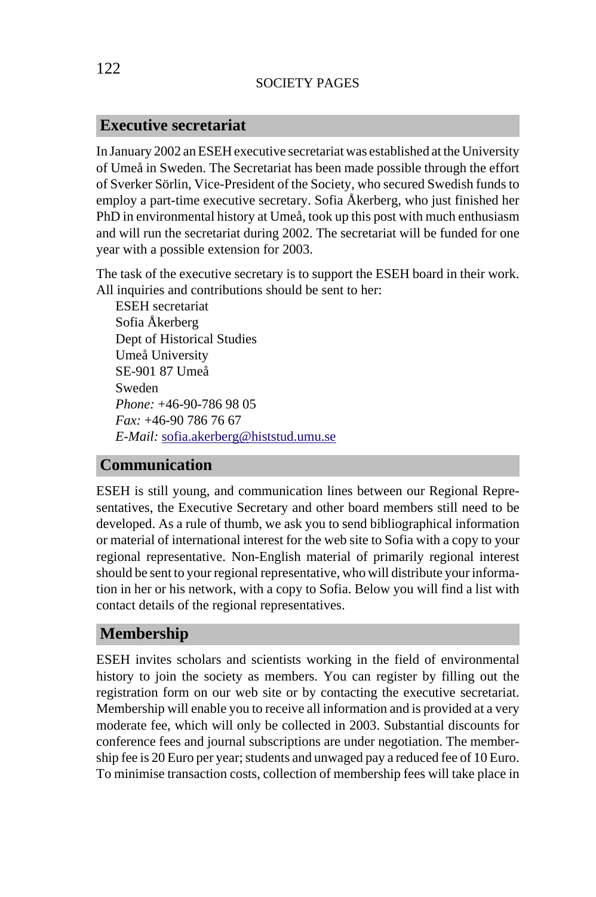## Executive secretariat

In January 2002 an ESEH executive secretariat was established at the University of Umeå in Sweden. The Secretariat has been made possible through the effort of Sverker Sörlin, Vice-President of the Society, who secured Swedish funds to employ a part-time executive secretary. Sofia Åkerberg, who just finished her PhD in environmental history at Umeå, took up this post with much enthusiasm and will run the secretariat during 2002. The secretariat will be funded for one year with a possible extension for 2003.

The task of the executive secretary is to support the ESEH board in their work. All inquiries and contributions should be sent to her:

ESEH secretariat
Sofia Åkerberg
Dept of Historical Studies
Umeå University
SE-901 87 Umeå
Sweden
*Phone:* +46-90-786 98 05
*Fax:* +46-90 786 76 67
*E-Mail:* sofia.akerberg@histstud.umu.se

## Communication

ESEH is still young, and communication lines between our Regional Representatives, the Executive Secretary and other board members still need to be developed. As a rule of thumb, we ask you to send bibliographical information or material of international interest for the web site to Sofia with a copy to your regional representative. Non-English material of primarily regional interest should be sent to your regional representative, who will distribute your information in her or his network, with a copy to Sofia. Below you will find a list with contact details of the regional representatives.

## Membership

ESEH invites scholars and scientists working in the field of environmental history to join the society as members. You can register by filling out the registration form on our web site or by contacting the executive secretariat. Membership will enable you to receive all information and is provided at a very moderate fee, which will only be collected in 2003. Substantial discounts for conference fees and journal subscriptions are under negotiation. The membership fee is 20 Euro per year; students and unwaged pay a reduced fee of 10 Euro. To minimise transaction costs, collection of membership fees will take place in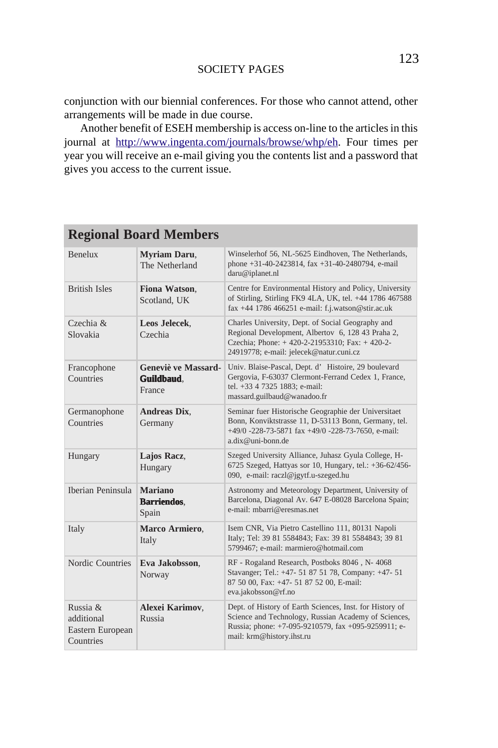conjunction with our biennial conferences. For those who cannot attend, other arrangements will be made in due course.

Another benefit of ESEH membership is access on-line to the articles in this journal at http://www.ingenta.com/journals/browse/whp/eh. Four times per year you will receive an e-mail giving you the contents list and a password that gives you access to the current issue.

## Regional Board Members

| Region | Name | Contact |
|---|---|---|
| Benelux | **Myriam Daru**, The Netherland | Winselerhof 56, NL-5625 Eindhoven, The Netherlands, phone +31-40-2423814, fax +31-40-2480794, e-mail daru@iplanet.nl |
| British Isles | **Fiona Watson**, Scotland, UK | Centre for Environmental History and Policy, University of Stirling, Stirling FK9 4LA, UK, tel. +44 1786 467588 fax +44 1786 466251 e-mail: f.j.watson@stir.ac.uk |
| Czechia & Slovakia | **Leos Jelecek**, Czechia | Charles University, Dept. of Social Geography and Regional Development, Albertov 6, 128 43 Praha 2, Czechia; Phone: + 420-2-21953310; Fax: + 420-2-24919778; e-mail: jelecek@natur.cuni.cz |
| Francophone Countries | **Geneviè ve Massard-Guildbaud**, France | Univ. Blaise-Pascal, Dept. d' Histoire, 29 boulevard Gergovia, F-63037 Clermont-Ferrand Cedex 1, France, tel. +33 4 7325 1883; e-mail: massard.guilbaud@wanadoo.fr |
| Germanophone Countries | **Andreas Dix**, Germany | Seminar fuer Historische Geographie der Universitaet Bonn, Konviktstrasse 11, D-53113 Bonn, Germany, tel. +49/0 -228-73-5871 fax +49/0 -228-73-7650, e-mail: a.dix@uni-bonn.de |
| Hungary | **Lajos Racz**, Hungary | Szeged University Alliance, Juhasz Gyula College, H-6725 Szeged, Hattyas sor 10, Hungary, tel.: +36-62/456-090, e-mail: raczl@jgytf.u-szeged.hu |
| Iberian Peninsula | **Mariano Barriendos**, Spain | Astronomy and Meteorology Department, University of Barcelona, Diagonal Av. 647 E-08028 Barcelona Spain; e-mail: mbarri@eresmas.net |
| Italy | **Marco Armiero**, Italy | Isem CNR, Via Pietro Castellino 111, 80131 Napoli Italy; Tel: 39 81 5584843; Fax: 39 81 5584843; 39 81 5799467; e-mail: marmiero@hotmail.com |
| Nordic Countries | **Eva Jakobsson**, Norway | RF - Rogaland Research, Postboks 8046 , N- 4068 Stavanger; Tel.: +47- 51 87 51 78, Company: +47- 51 87 50 00, Fax: +47- 51 87 52 00, E-mail: eva.jakobsson@rf.no |
| Russia & additional Eastern European Countries | **Alexei Karimov**, Russia | Dept. of History of Earth Sciences, Inst. for History of Science and Technology, Russian Academy of Sciences, Russia; phone: +7-095-9210579, fax +095-9259911; e-mail: krm@history.ihst.ru |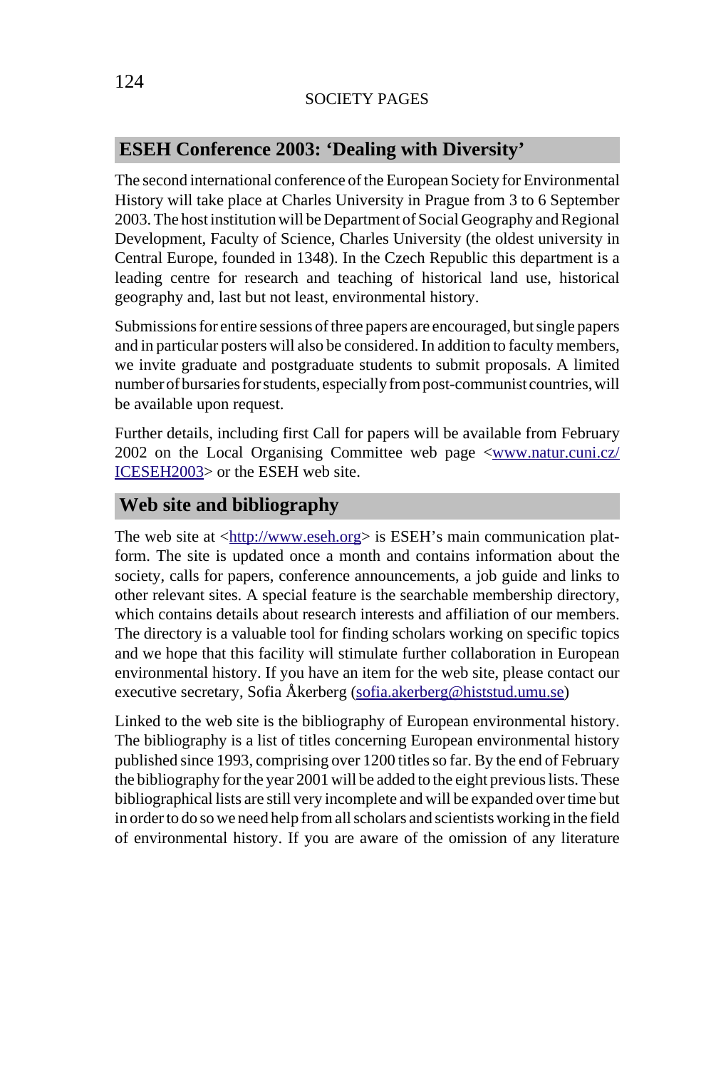## ESEH Conference 2003: 'Dealing with Diversity'

The second international conference of the European Society for Environmental History will take place at Charles University in Prague from 3 to 6 September 2003. The host institution will be Department of Social Geography and Regional Development, Faculty of Science, Charles University (the oldest university in Central Europe, founded in 1348). In the Czech Republic this department is a leading centre for research and teaching of historical land use, historical geography and, last but not least, environmental history.

Submissions for entire sessions of three papers are encouraged, but single papers and in particular posters will also be considered. In addition to faculty members, we invite graduate and postgraduate students to submit proposals. A limited number of bursaries for students, especially from post-communist countries, will be available upon request.

Further details, including first Call for papers will be available from February 2002 on the Local Organising Committee web page <www.natur.cuni.cz/ICESEH2003> or the ESEH web site.

## Web site and bibliography

The web site at <http://www.eseh.org> is ESEH's main communication platform. The site is updated once a month and contains information about the society, calls for papers, conference announcements, a job guide and links to other relevant sites. A special feature is the searchable membership directory, which contains details about research interests and affiliation of our members. The directory is a valuable tool for finding scholars working on specific topics and we hope that this facility will stimulate further collaboration in European environmental history. If you have an item for the web site, please contact our executive secretary, Sofia Åkerberg (sofia.akerberg@histstud.umu.se)

Linked to the web site is the bibliography of European environmental history. The bibliography is a list of titles concerning European environmental history published since 1993, comprising over 1200 titles so far. By the end of February the bibliography for the year 2001 will be added to the eight previous lists. These bibliographical lists are still very incomplete and will be expanded over time but in order to do so we need help from all scholars and scientists working in the field of environmental history. If you are aware of the omission of any literature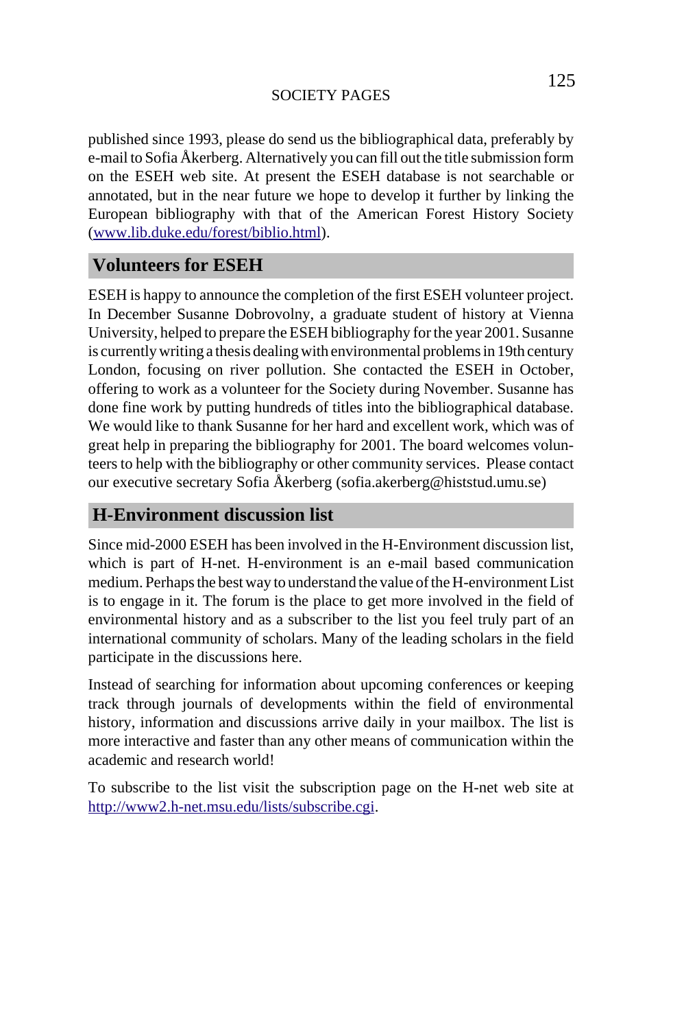published since 1993, please do send us the bibliographical data, preferably by e-mail to Sofia Åkerberg. Alternatively you can fill out the title submission form on the ESEH web site. At present the ESEH database is not searchable or annotated, but in the near future we hope to develop it further by linking the European bibliography with that of the American Forest History Society (www.lib.duke.edu/forest/biblio.html).

## Volunteers for ESEH

ESEH is happy to announce the completion of the first ESEH volunteer project. In December Susanne Dobrovolny, a graduate student of history at Vienna University, helped to prepare the ESEH bibliography for the year 2001. Susanne is currently writing a thesis dealing with environmental problems in 19th century London, focusing on river pollution. She contacted the ESEH in October, offering to work as a volunteer for the Society during November. Susanne has done fine work by putting hundreds of titles into the bibliographical database. We would like to thank Susanne for her hard and excellent work, which was of great help in preparing the bibliography for 2001. The board welcomes volunteers to help with the bibliography or other community services. Please contact our executive secretary Sofia Åkerberg (sofia.akerberg@histstud.umu.se)

## H-Environment discussion list

Since mid-2000 ESEH has been involved in the H-Environment discussion list, which is part of H-net. H-environment is an e-mail based communication medium. Perhaps the best way to understand the value of the H-environment List is to engage in it. The forum is the place to get more involved in the field of environmental history and as a subscriber to the list you feel truly part of an international community of scholars. Many of the leading scholars in the field participate in the discussions here.

Instead of searching for information about upcoming conferences or keeping track through journals of developments within the field of environmental history, information and discussions arrive daily in your mailbox. The list is more interactive and faster than any other means of communication within the academic and research world!

To subscribe to the list visit the subscription page on the H-net web site at http://www2.h-net.msu.edu/lists/subscribe.cgi.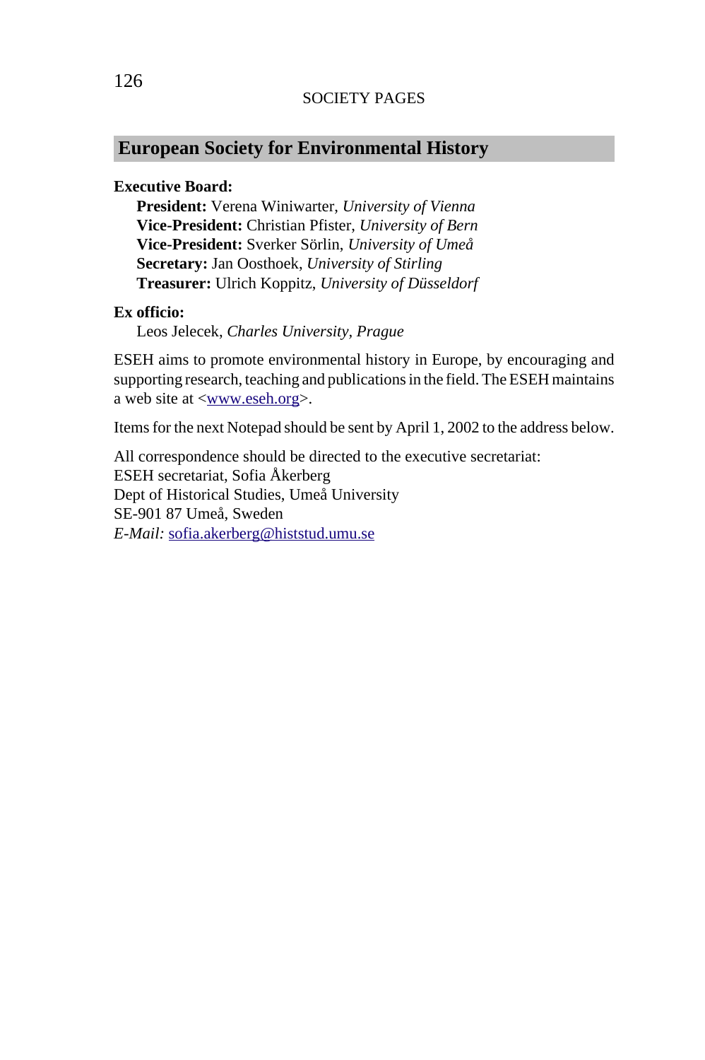## European Society for Environmental History

**Executive Board:**

**President:** Verena Winiwarter, *University of Vienna*
**Vice-President:** Christian Pfister, *University of Bern*
**Vice-President:** Sverker Sörlin, *University of Umeå*
**Secretary:** Jan Oosthoek, *University of Stirling*
**Treasurer:** Ulrich Koppitz, *University of Düsseldorf*

**Ex officio:**

Leos Jelecek, *Charles University, Prague*

ESEH aims to promote environmental history in Europe, by encouraging and supporting research, teaching and publications in the field. The ESEH maintains a web site at <www.eseh.org>.

Items for the next Notepad should be sent by April 1, 2002 to the address below.

All correspondence should be directed to the executive secretariat:
ESEH secretariat, Sofia Åkerberg
Dept of Historical Studies, Umeå University
SE-901 87 Umeå, Sweden
*E-Mail:* sofia.akerberg@histstud.umu.se